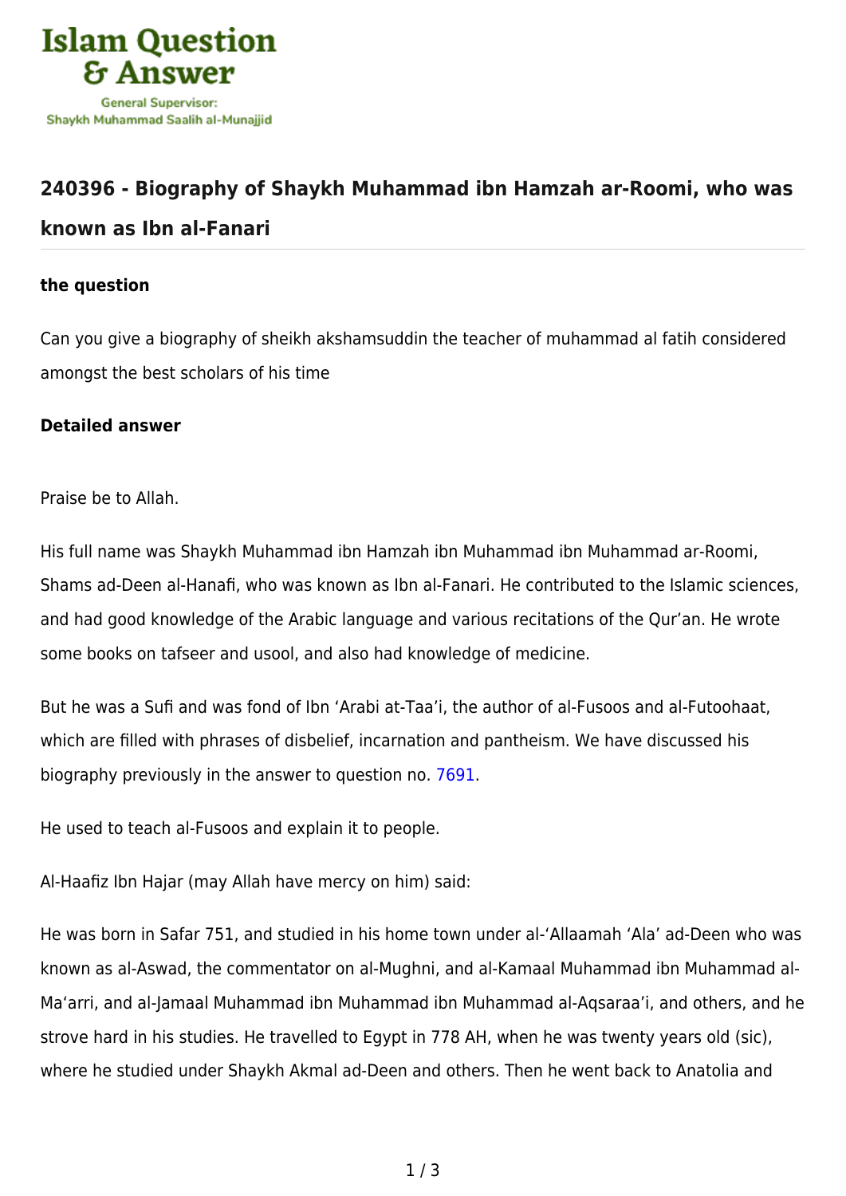## 240396 - Biography of Shaykh Muhammad ibn Hamzah ar-Roomi, who was known as Ibn al-Fanari

### the question

Can you give a biography of sheikh akshamsuddin the teacher of muhammad al fatih considered amongst the best scholars of his time

### Detailed answer

Praise be to Allah.

His full name was Shaykh Muhammad ibn Hamzah ibn Muhammad ibn Muhammad ar-Roomi, Shams ad-Deen al-Hanafi, who was known as Ibn al-Fanari. He contributed to the Islamic sciences, and had good knowledge of the Arabic language and various recitations of the Qur'an. He wrote some books on tafseer and usool, and also had knowledge of medicine.

But he was a Sufi and was fond of Ibn 'Arabi at-Taa'i, the author of al-Fusoos and al-Futoohaat, which are filled with phrases of disbelief, incarnation and pantheism. We have discussed his biography previously in the answer to question no. 7691.

He used to teach al-Fusoos and explain it to people.

Al-Haafiz Ibn Hajar (may Allah have mercy on him) said:

He was born in Safar 751, and studied in his home town under al-'Allaamah 'Ala' ad-Deen who was known as al-Aswad, the commentator on al-Mughni, and al-Kamaal Muhammad ibn Muhammad al-Ma'arri, and al-Jamaal Muhammad ibn Muhammad ibn Muhammad al-Aqsaraa'i, and others, and he strove hard in his studies. He travelled to Egypt in 778 AH, when he was twenty years old (sic), where he studied under Shaykh Akmal ad-Deen and others. Then he went back to Anatolia and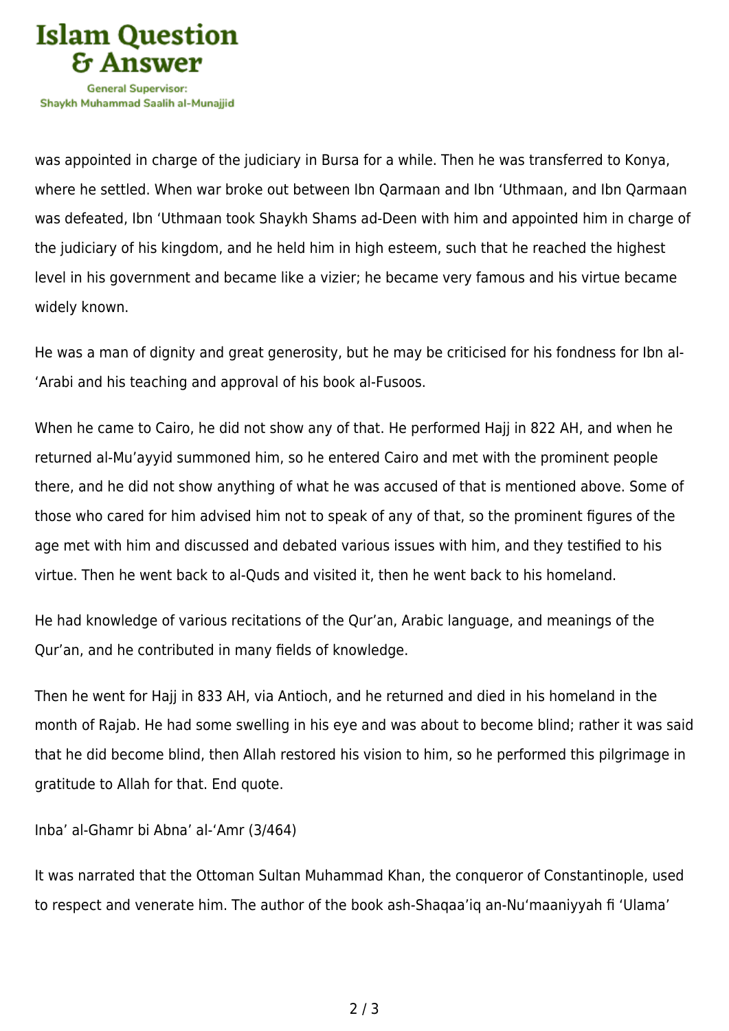was appointed in charge of the judiciary in Bursa for a while. Then he was transferred to Konya, where he settled. When war broke out between Ibn Qarmaan and Ibn ‘Uthmaan, and Ibn Qarmaan was defeated, Ibn ‘Uthmaan took Shaykh Shams ad-Deen with him and appointed him in charge of the judiciary of his kingdom, and he held him in high esteem, such that he reached the highest level in his government and became like a vizier; he became very famous and his virtue became widely known.

He was a man of dignity and great generosity, but he may be criticised for his fondness for Ibn al-‘Arabi and his teaching and approval of his book al-Fusoos.

When he came to Cairo, he did not show any of that. He performed Hajj in 822 AH, and when he returned al-Mu’ayyid summoned him, so he entered Cairo and met with the prominent people there, and he did not show anything of what he was accused of that is mentioned above. Some of those who cared for him advised him not to speak of any of that, so the prominent figures of the age met with him and discussed and debated various issues with him, and they testified to his virtue. Then he went back to al-Quds and visited it, then he went back to his homeland.

He had knowledge of various recitations of the Qur’an, Arabic language, and meanings of the Qur’an, and he contributed in many fields of knowledge.

Then he went for Hajj in 833 AH, via Antioch, and he returned and died in his homeland in the month of Rajab. He had some swelling in his eye and was about to become blind; rather it was said that he did become blind, then Allah restored his vision to him, so he performed this pilgrimage in gratitude to Allah for that. End quote.

Inba’ al-Ghamr bi Abna’ al-‘Amr (3/464)

It was narrated that the Ottoman Sultan Muhammad Khan, the conqueror of Constantinople, used to respect and venerate him. The author of the book ash-Shaqaa’iq an-Nu‘maaniyyah fi ‘Ulama’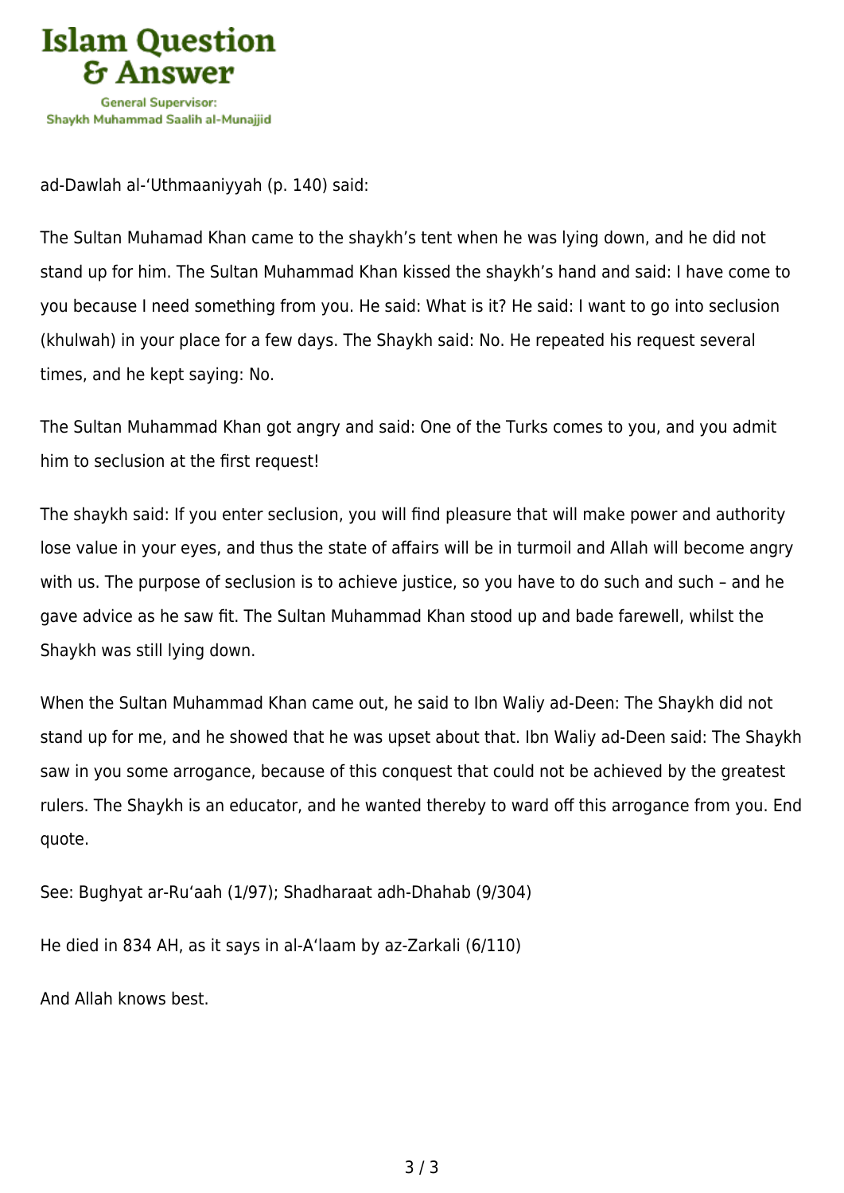ad-Dawlah al-‘Uthmaaniyyah (p. 140) said:

The Sultan Muhamad Khan came to the shaykh’s tent when he was lying down, and he did not stand up for him. The Sultan Muhammad Khan kissed the shaykh’s hand and said: I have come to you because I need something from you. He said: What is it? He said: I want to go into seclusion (khulwah) in your place for a few days. The Shaykh said: No. He repeated his request several times, and he kept saying: No.

The Sultan Muhammad Khan got angry and said: One of the Turks comes to you, and you admit him to seclusion at the first request!

The shaykh said: If you enter seclusion, you will find pleasure that will make power and authority lose value in your eyes, and thus the state of affairs will be in turmoil and Allah will become angry with us. The purpose of seclusion is to achieve justice, so you have to do such and such – and he gave advice as he saw fit. The Sultan Muhammad Khan stood up and bade farewell, whilst the Shaykh was still lying down.

When the Sultan Muhammad Khan came out, he said to Ibn Waliy ad-Deen: The Shaykh did not stand up for me, and he showed that he was upset about that. Ibn Waliy ad-Deen said: The Shaykh saw in you some arrogance, because of this conquest that could not be achieved by the greatest rulers. The Shaykh is an educator, and he wanted thereby to ward off this arrogance from you. End quote.

See: Bughyat ar-Ru‘aah (1/97); Shadharaat adh-Dhahab (9/304)

He died in 834 AH, as it says in al-A‘laam by az-Zarkali (6/110)

And Allah knows best.